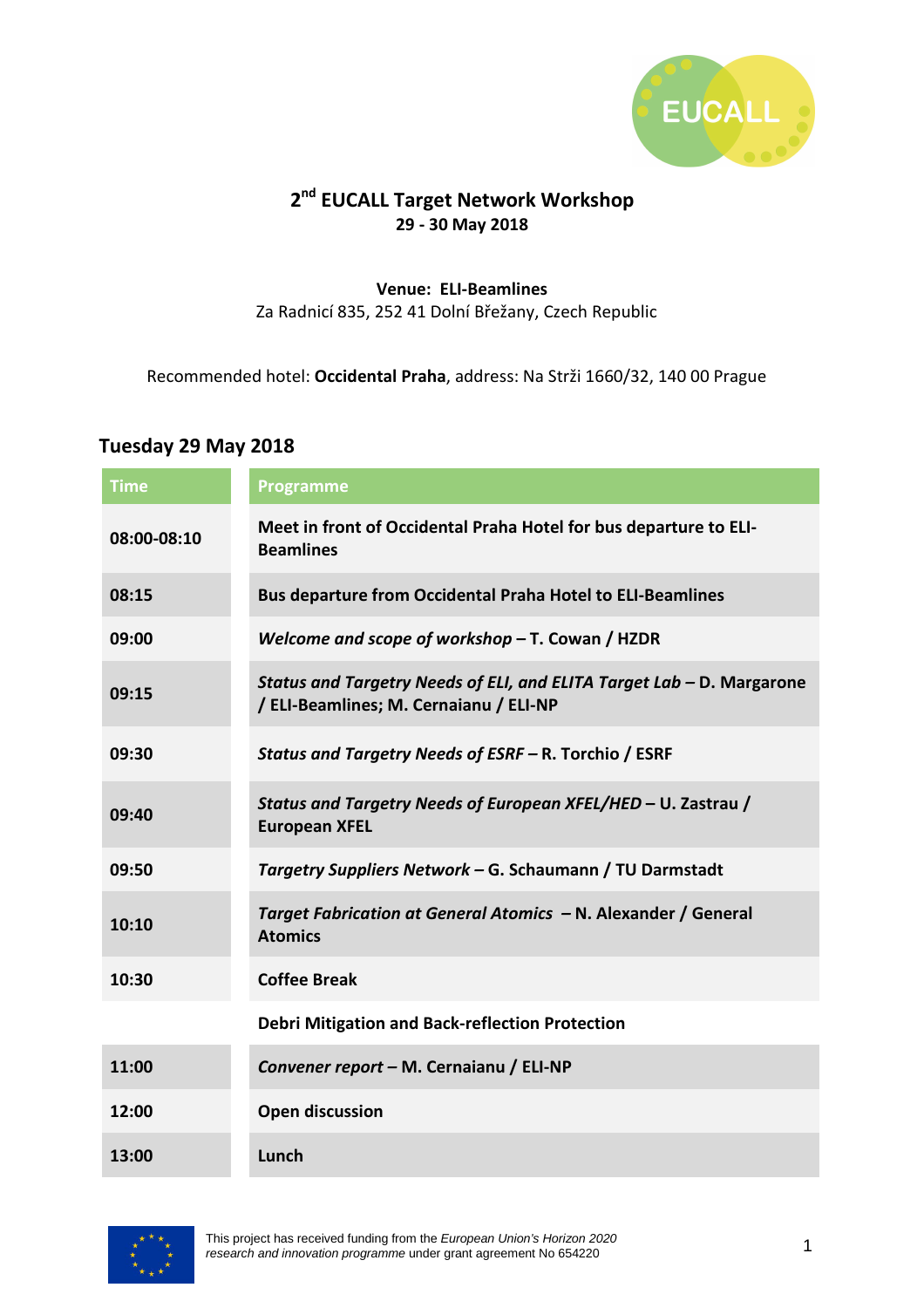# 2nd EUCALL Target Network Workshop

**29 - 30 May 2018**

**Venue: ELI-Beamlines**
Za Radnicí 835, 252 41 Dolní Břežany, Czech Republic

Recommended hotel: **Occidental Praha**, address: Na Strži 1660/32, 140 00 Prague

## Tuesday 29 May 2018

| Time | Programme |
| --- | --- |
| **08:00-08:10** | **Meet in front of Occidental Praha Hotel for bus departure to ELI-Beamlines** |
| **08:15** | **Bus departure from Occidental Praha Hotel to ELI-Beamlines** |
| **09:00** | ***Welcome and scope of workshop* – T. Cowan / HZDR** |
| **09:15** | ***Status and Targetry Needs of ELI, and ELITA Target Lab* – D. Margarone / ELI-Beamlines; M. Cernaianu / ELI-NP** |
| **09:30** | ***Status and Targetry Needs of ESRF* – R. Torchio / ESRF** |
| **09:40** | ***Status and Targetry Needs of European XFEL/HED* – U. Zastrau / European XFEL** |
| **09:50** | ***Targetry Suppliers Network* – G. Schaumann / TU Darmstadt** |
| **10:10** | ***Target Fabrication at General Atomics* – N. Alexander / General Atomics** |
| **10:30** | **Coffee Break** |
| | **Debri Mitigation and Back-reflection Protection** |
| **11:00** | ***Convener report* – M. Cernaianu / ELI-NP** |
| **12:00** | **Open discussion** |
| **13:00** | **Lunch** |

This project has received funding from the *European Union's Horizon 2020 research and innovation programme* under grant agreement No 654220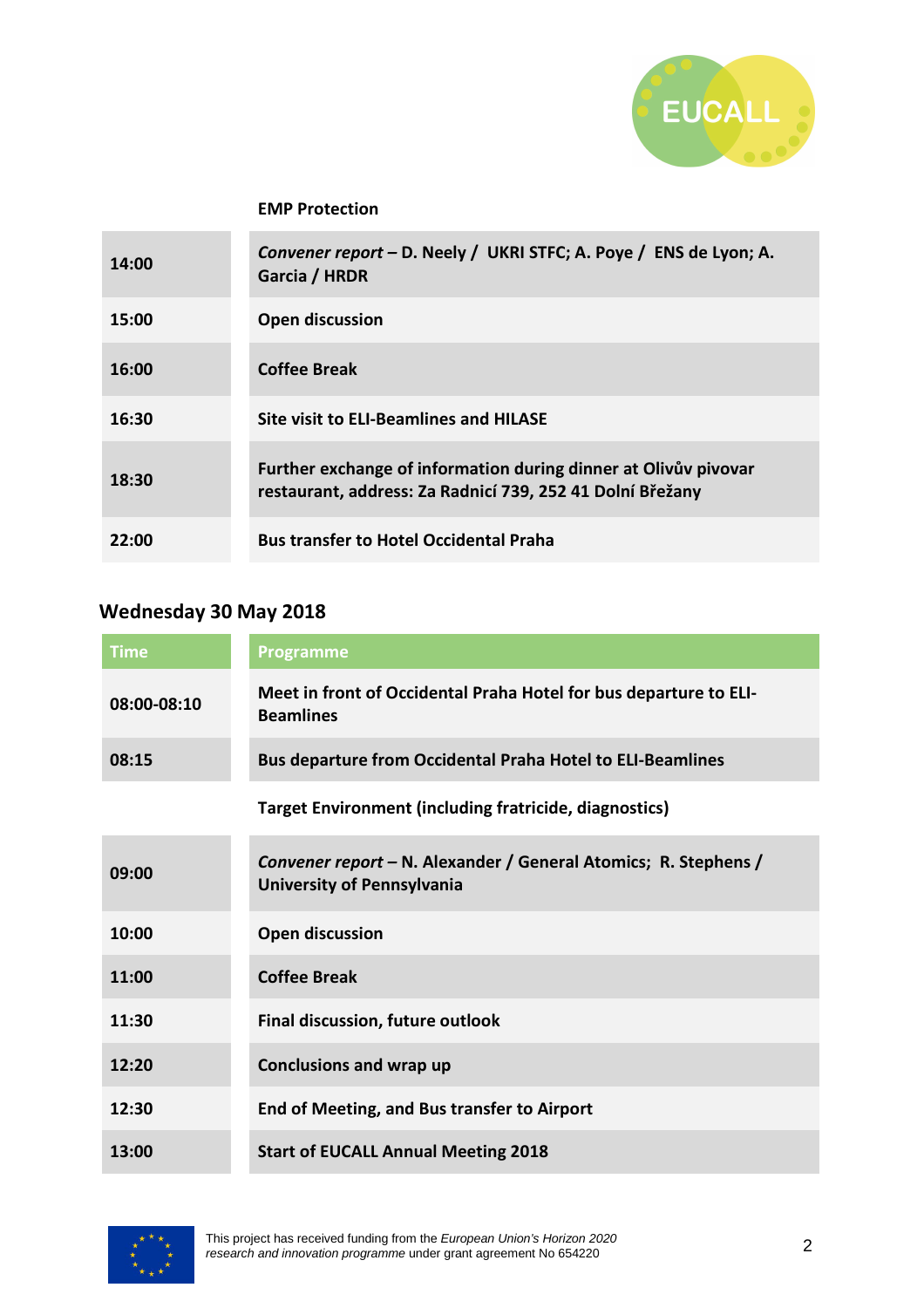**EMP Protection**

| | |
|---|---|
| **14:00** | ***Convener report* – D. Neely / UKRI STFC; A. Poye / ENS de Lyon; A. Garcia / HRDR** |
| **15:00** | **Open discussion** |
| **16:00** | **Coffee Break** |
| **16:30** | **Site visit to ELI-Beamlines and HILASE** |
| **18:30** | **Further exchange of information during dinner at Olivův pivovar restaurant, address: Za Radnicí 739, 252 41 Dolní Břežany** |
| **22:00** | **Bus transfer to Hotel Occidental Praha** |

## Wednesday 30 May 2018

| Time | Programme |
|---|---|
| **08:00-08:10** | **Meet in front of Occidental Praha Hotel for bus departure to ELI-Beamlines** |
| **08:15** | **Bus departure from Occidental Praha Hotel to ELI-Beamlines** |
| | **Target Environment (including fratricide, diagnostics)** |
| **09:00** | ***Convener report* – N. Alexander / General Atomics; R. Stephens / University of Pennsylvania** |
| **10:00** | **Open discussion** |
| **11:00** | **Coffee Break** |
| **11:30** | **Final discussion, future outlook** |
| **12:20** | **Conclusions and wrap up** |
| **12:30** | **End of Meeting, and Bus transfer to Airport** |
| **13:00** | **Start of EUCALL Annual Meeting 2018** |

This project has received funding from the *European Union's Horizon 2020 research and innovation programme* under grant agreement No 654220